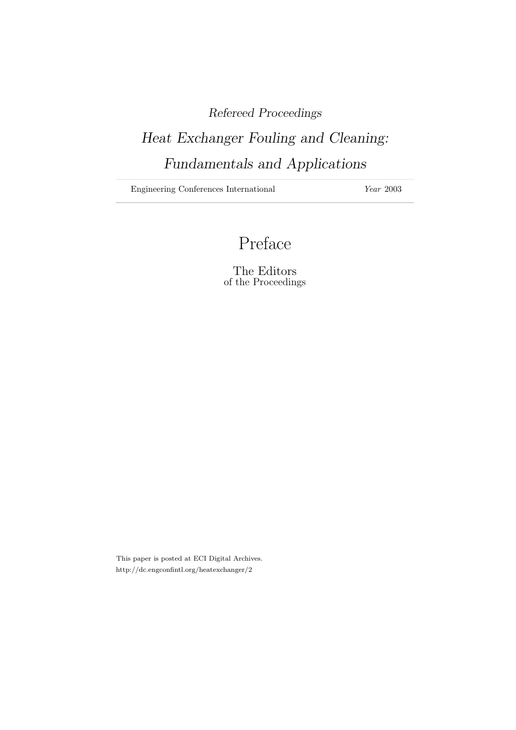*Refereed Proceedings*

*Heat Exchanger Fouling and Cleaning: Fundamentals and Applications*

Engineering Conferences International *Year* 2003

# Preface

The Editors
of the Proceedings

This paper is posted at ECI Digital Archives.
http://dc.engconfintl.org/heatexchanger/2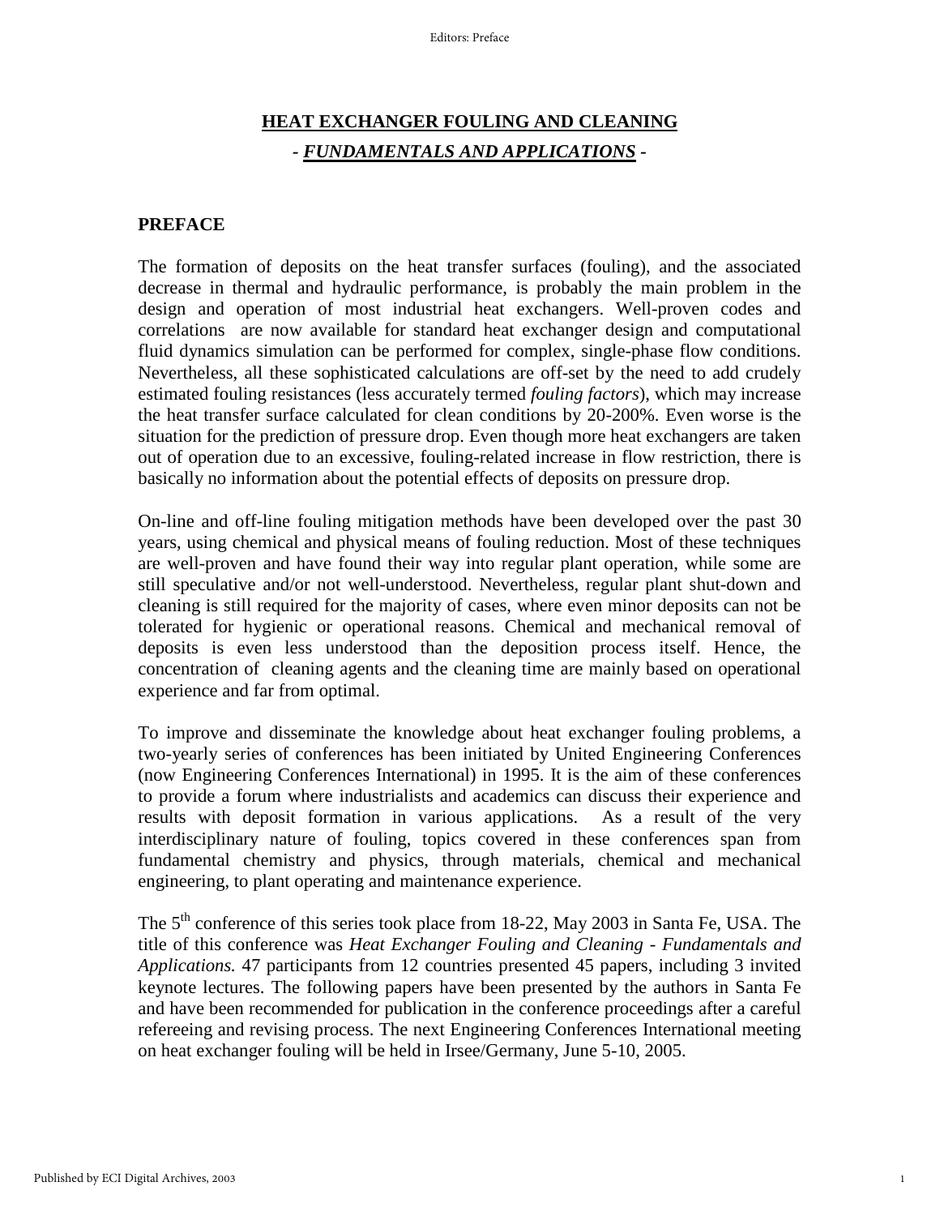# HEAT EXCHANGER FOULING AND CLEANING

## - *FUNDAMENTALS AND APPLICATIONS* -

### PREFACE

The formation of deposits on the heat transfer surfaces (fouling), and the associated decrease in thermal and hydraulic performance, is probably the main problem in the design and operation of most industrial heat exchangers. Well-proven codes and correlations are now available for standard heat exchanger design and computational fluid dynamics simulation can be performed for complex, single-phase flow conditions. Nevertheless, all these sophisticated calculations are off-set by the need to add crudely estimated fouling resistances (less accurately termed *fouling factors*), which may increase the heat transfer surface calculated for clean conditions by 20-200%. Even worse is the situation for the prediction of pressure drop. Even though more heat exchangers are taken out of operation due to an excessive, fouling-related increase in flow restriction, there is basically no information about the potential effects of deposits on pressure drop.

On-line and off-line fouling mitigation methods have been developed over the past 30 years, using chemical and physical means of fouling reduction. Most of these techniques are well-proven and have found their way into regular plant operation, while some are still speculative and/or not well-understood. Nevertheless, regular plant shut-down and cleaning is still required for the majority of cases, where even minor deposits can not be tolerated for hygienic or operational reasons. Chemical and mechanical removal of deposits is even less understood than the deposition process itself. Hence, the concentration of cleaning agents and the cleaning time are mainly based on operational experience and far from optimal.

To improve and disseminate the knowledge about heat exchanger fouling problems, a two-yearly series of conferences has been initiated by United Engineering Conferences (now Engineering Conferences International) in 1995. It is the aim of these conferences to provide a forum where industrialists and academics can discuss their experience and results with deposit formation in various applications. As a result of the very interdisciplinary nature of fouling, topics covered in these conferences span from fundamental chemistry and physics, through materials, chemical and mechanical engineering, to plant operating and maintenance experience.

The 5th conference of this series took place from 18-22, May 2003 in Santa Fe, USA. The title of this conference was *Heat Exchanger Fouling and Cleaning - Fundamentals and Applications.* 47 participants from 12 countries presented 45 papers, including 3 invited keynote lectures. The following papers have been presented by the authors in Santa Fe and have been recommended for publication in the conference proceedings after a careful refereeing and revising process. The next Engineering Conferences International meeting on heat exchanger fouling will be held in Irsee/Germany, June 5-10, 2005.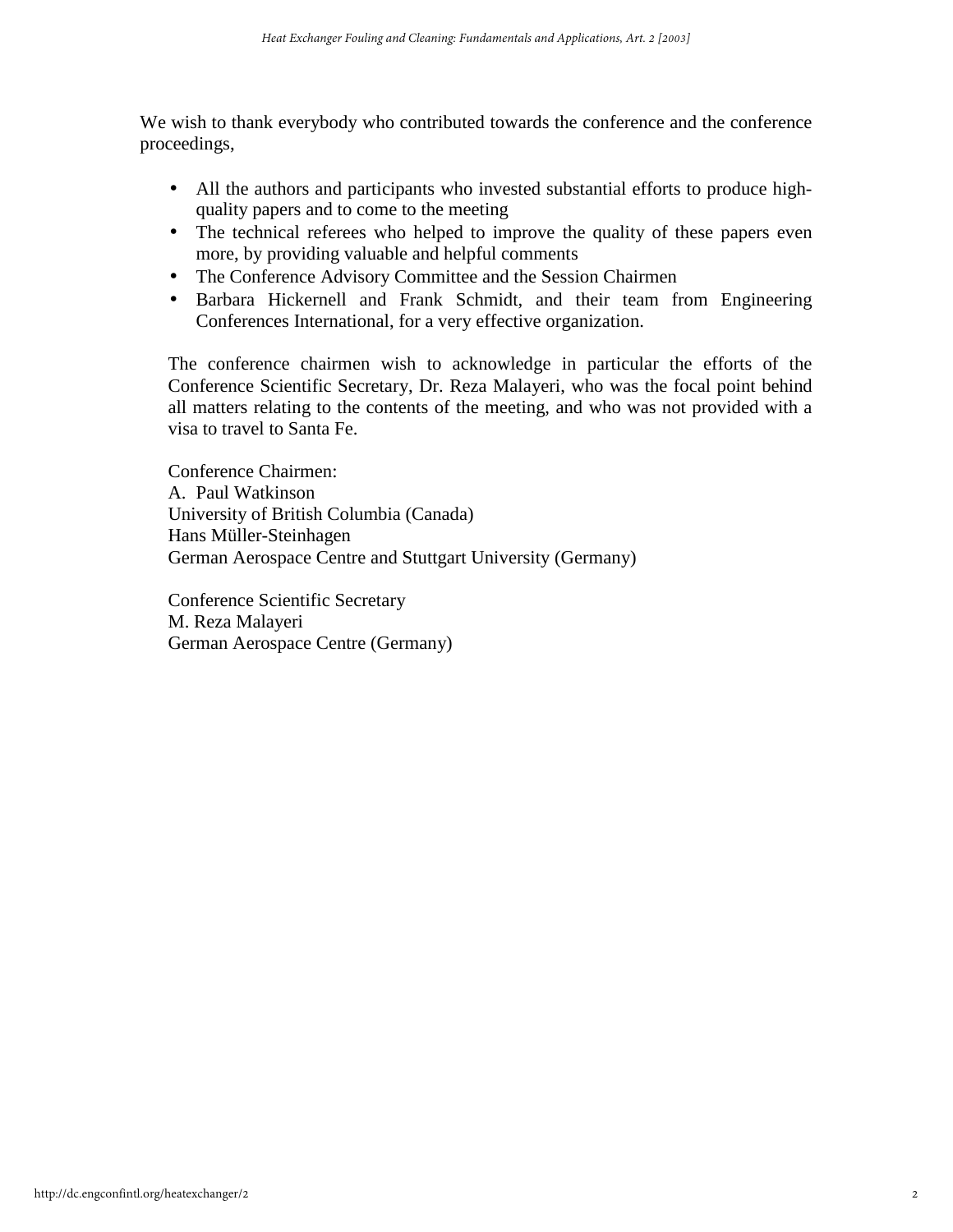We wish to thank everybody who contributed towards the conference and the conference proceedings,

- All the authors and participants who invested substantial efforts to produce high-quality papers and to come to the meeting
- The technical referees who helped to improve the quality of these papers even more, by providing valuable and helpful comments
- The Conference Advisory Committee and the Session Chairmen
- Barbara Hickernell and Frank Schmidt, and their team from Engineering Conferences International, for a very effective organization.

The conference chairmen wish to acknowledge in particular the efforts of the Conference Scientific Secretary, Dr. Reza Malayeri, who was the focal point behind all matters relating to the contents of the meeting, and who was not provided with a visa to travel to Santa Fe.

Conference Chairmen:  
A. Paul Watkinson  
University of British Columbia (Canada)  
Hans Müller-Steinhagen  
German Aerospace Centre and Stuttgart University (Germany)

Conference Scientific Secretary  
M. Reza Malayeri  
German Aerospace Centre (Germany)